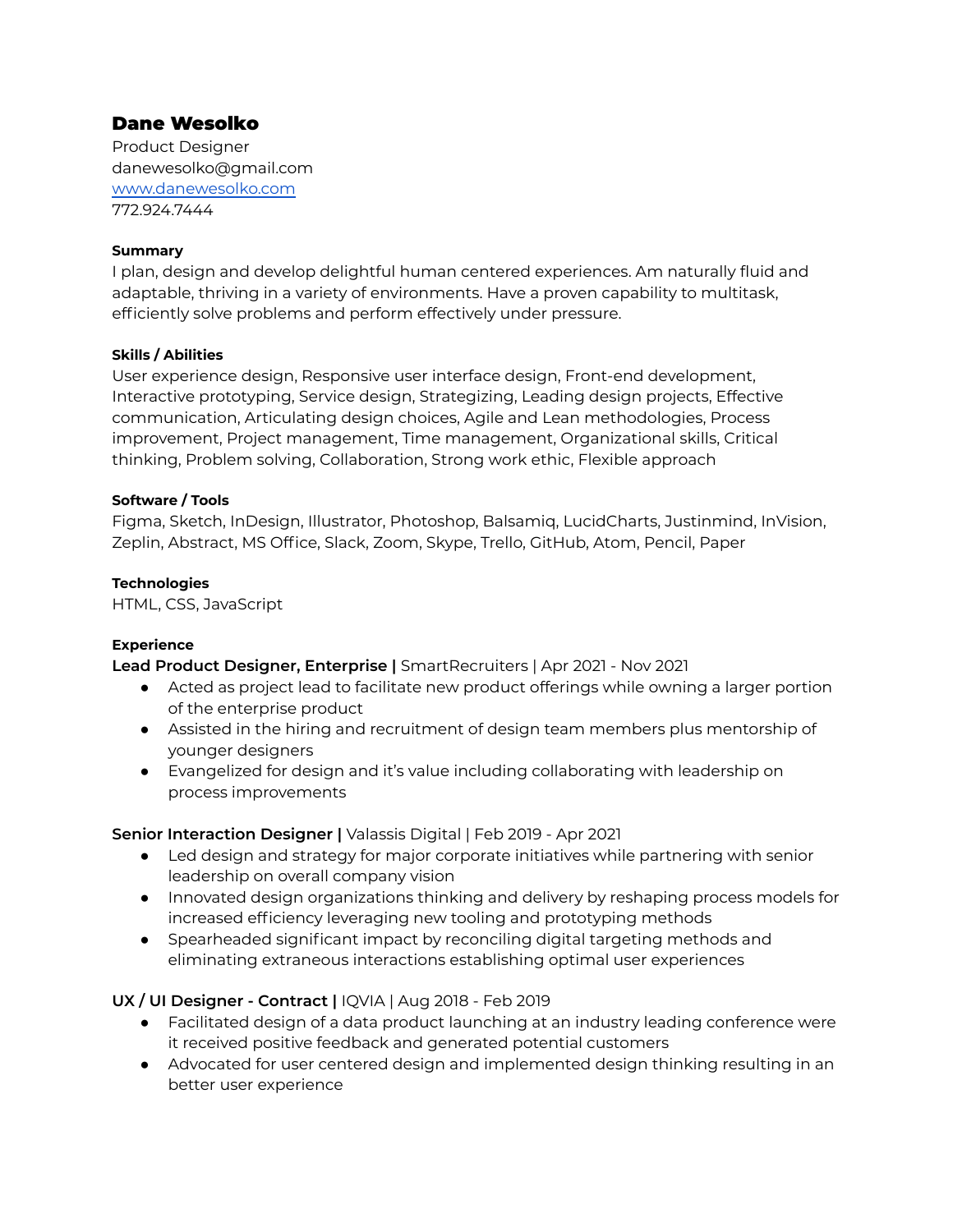# Dane Wesolko

Product Designer
danewesolko@gmail.com
[www.danewesolko.com](http://www.danewesolko.com)
772.924.7444

**Summary**
I plan, design and develop delightful human centered experiences. Am naturally fluid and adaptable, thriving in a variety of environments. Have a proven capability to multitask, efficiently solve problems and perform effectively under pressure.

**Skills / Abilities**
User experience design, Responsive user interface design, Front-end development, Interactive prototyping, Service design, Strategizing, Leading design projects, Effective communication, Articulating design choices, Agile and Lean methodologies, Process improvement, Project management, Time management, Organizational skills, Critical thinking, Problem solving, Collaboration, Strong work ethic, Flexible approach

**Software / Tools**
Figma, Sketch, InDesign, Illustrator, Photoshop, Balsamiq, LucidCharts, Justinmind, InVision, Zeplin, Abstract, MS Office, Slack, Zoom, Skype, Trello, GitHub, Atom, Pencil, Paper

**Technologies**
HTML, CSS, JavaScript

**Experience**

**Lead Product Designer, Enterprise |** SmartRecruiters | Apr 2021 - Nov 2021

- Acted as project lead to facilitate new product offerings while owning a larger portion of the enterprise product
- Assisted in the hiring and recruitment of design team members plus mentorship of younger designers
- Evangelized for design and it's value including collaborating with leadership on process improvements

**Senior Interaction Designer |** Valassis Digital | Feb 2019 - Apr 2021

- Led design and strategy for major corporate initiatives while partnering with senior leadership on overall company vision
- Innovated design organizations thinking and delivery by reshaping process models for increased efficiency leveraging new tooling and prototyping methods
- Spearheaded significant impact by reconciling digital targeting methods and eliminating extraneous interactions establishing optimal user experiences

**UX / UI Designer - Contract |** IQVIA | Aug 2018 - Feb 2019

- Facilitated design of a data product launching at an industry leading conference were it received positive feedback and generated potential customers
- Advocated for user centered design and implemented design thinking resulting in an better user experience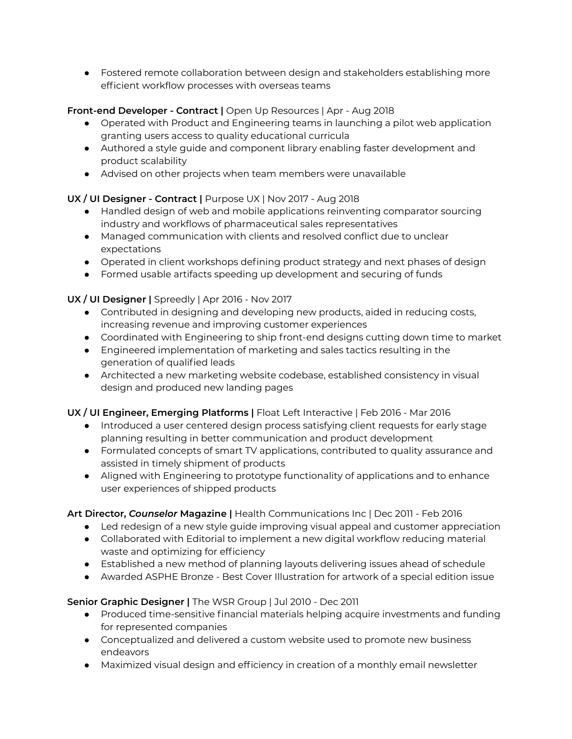- Fostered remote collaboration between design and stakeholders establishing more efficient workflow processes with overseas teams

**Front-end Developer - Contract |** Open Up Resources | Apr - Aug 2018

- Operated with Product and Engineering teams in launching a pilot web application granting users access to quality educational curricula
- Authored a style guide and component library enabling faster development and product scalability
- Advised on other projects when team members were unavailable

**UX / UI Designer - Contract |** Purpose UX | Nov 2017 - Aug 2018

- Handled design of web and mobile applications reinventing comparator sourcing industry and workflows of pharmaceutical sales representatives
- Managed communication with clients and resolved conflict due to unclear expectations
- Operated in client workshops defining product strategy and next phases of design
- Formed usable artifacts speeding up development and securing of funds

**UX / UI Designer |** Spreedly | Apr 2016 - Nov 2017

- Contributed in designing and developing new products, aided in reducing costs, increasing revenue and improving customer experiences
- Coordinated with Engineering to ship front-end designs cutting down time to market
- Engineered implementation of marketing and sales tactics resulting in the generation of qualified leads
- Architected a new marketing website codebase, established consistency in visual design and produced new landing pages

**UX / UI Engineer, Emerging Platforms |** Float Left Interactive | Feb 2016 - Mar 2016

- Introduced a user centered design process satisfying client requests for early stage planning resulting in better communication and product development
- Formulated concepts of smart TV applications, contributed to quality assurance and assisted in timely shipment of products
- Aligned with Engineering to prototype functionality of applications and to enhance user experiences of shipped products

**Art Director, *Counselor* Magazine |** Health Communications Inc | Dec 2011 - Feb 2016

- Led redesign of a new style guide improving visual appeal and customer appreciation
- Collaborated with Editorial to implement a new digital workflow reducing material waste and optimizing for efficiency
- Established a new method of planning layouts delivering issues ahead of schedule
- Awarded ASPHE Bronze - Best Cover Illustration for artwork of a special edition issue

**Senior Graphic Designer |** The WSR Group | Jul 2010 - Dec 2011

- Produced time-sensitive financial materials helping acquire investments and funding for represented companies
- Conceptualized and delivered a custom website used to promote new business endeavors
- Maximized visual design and efficiency in creation of a monthly email newsletter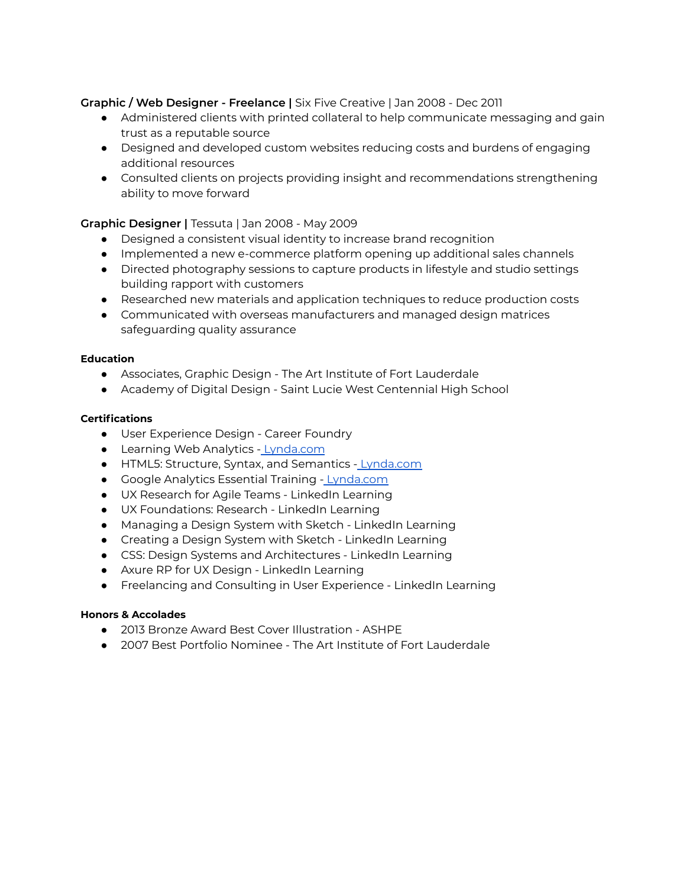**Graphic / Web Designer - Freelance |** Six Five Creative | Jan 2008 - Dec 2011

- Administered clients with printed collateral to help communicate messaging and gain trust as a reputable source
- Designed and developed custom websites reducing costs and burdens of engaging additional resources
- Consulted clients on projects providing insight and recommendations strengthening ability to move forward

**Graphic Designer |** Tessuta | Jan 2008 - May 2009

- Designed a consistent visual identity to increase brand recognition
- Implemented a new e-commerce platform opening up additional sales channels
- Directed photography sessions to capture products in lifestyle and studio settings building rapport with customers
- Researched new materials and application techniques to reduce production costs
- Communicated with overseas manufacturers and managed design matrices safeguarding quality assurance

**Education**

- Associates, Graphic Design - The Art Institute of Fort Lauderdale
- Academy of Digital Design - Saint Lucie West Centennial High School

**Certifications**

- User Experience Design - Career Foundry
- Learning Web Analytics - Lynda.com
- HTML5: Structure, Syntax, and Semantics - Lynda.com
- Google Analytics Essential Training - Lynda.com
- UX Research for Agile Teams - LinkedIn Learning
- UX Foundations: Research - LinkedIn Learning
- Managing a Design System with Sketch - LinkedIn Learning
- Creating a Design System with Sketch - LinkedIn Learning
- CSS: Design Systems and Architectures - LinkedIn Learning
- Axure RP for UX Design - LinkedIn Learning
- Freelancing and Consulting in User Experience - LinkedIn Learning

**Honors & Accolades**

- 2013 Bronze Award Best Cover Illustration - ASHPE
- 2007 Best Portfolio Nominee - The Art Institute of Fort Lauderdale